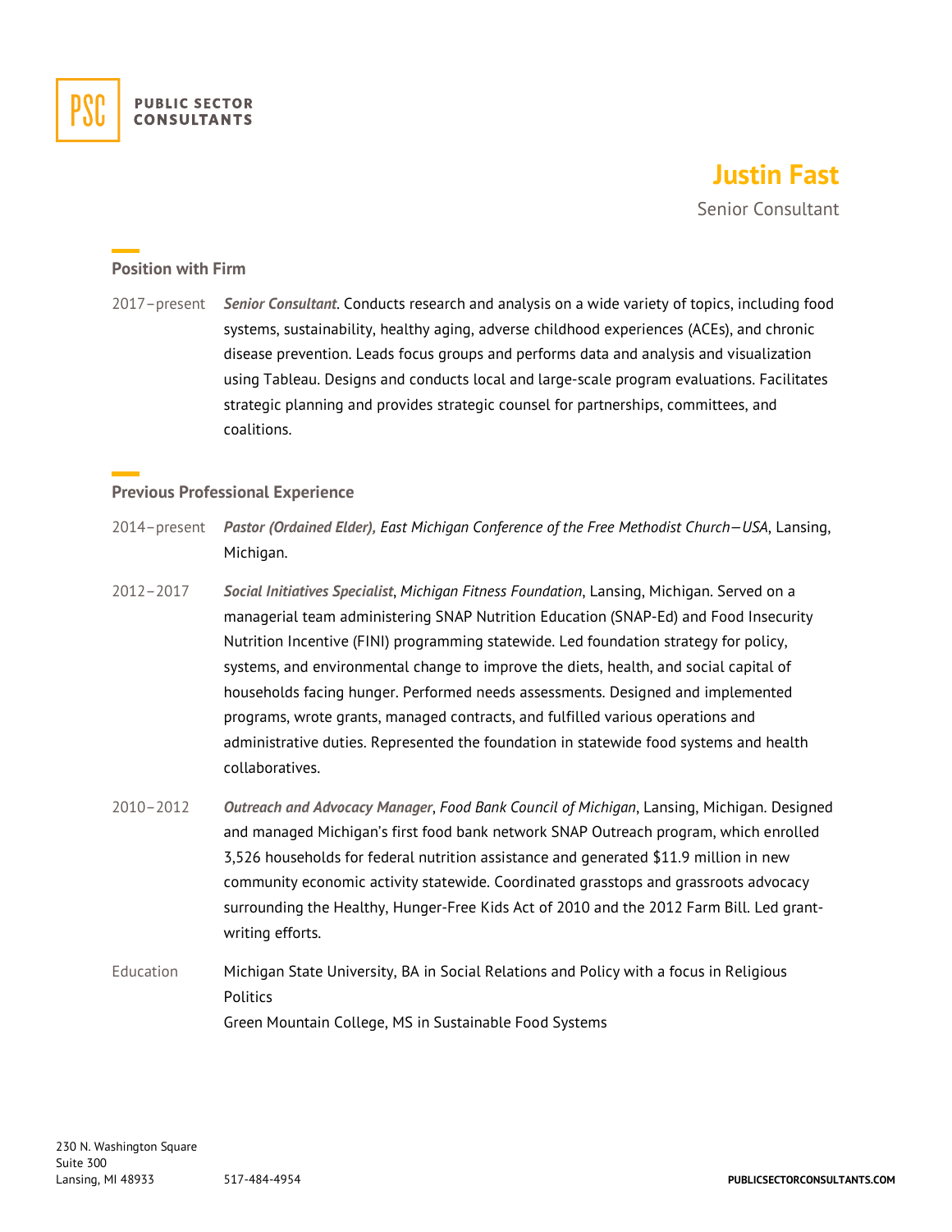PUBLIC SECTOR CONSULTANTS

# Justin Fast

Senior Consultant

## Position with Firm

2017–present ***Senior Consultant***. Conducts research and analysis on a wide variety of topics, including food systems, sustainability, healthy aging, adverse childhood experiences (ACEs), and chronic disease prevention. Leads focus groups and performs data and analysis and visualization using Tableau. Designs and conducts local and large-scale program evaluations. Facilitates strategic planning and provides strategic counsel for partnerships, committees, and coalitions.

## Previous Professional Experience

2014–present ***Pastor (Ordained Elder),*** *East Michigan Conference of the Free Methodist Church—USA*, Lansing, Michigan.

2012–2017 ***Social Initiatives Specialist***, *Michigan Fitness Foundation*, Lansing, Michigan. Served on a managerial team administering SNAP Nutrition Education (SNAP-Ed) and Food Insecurity Nutrition Incentive (FINI) programming statewide. Led foundation strategy for policy, systems, and environmental change to improve the diets, health, and social capital of households facing hunger. Performed needs assessments. Designed and implemented programs, wrote grants, managed contracts, and fulfilled various operations and administrative duties. Represented the foundation in statewide food systems and health collaboratives.

2010–2012 ***Outreach and Advocacy Manager***, *Food Bank Council of Michigan*, Lansing, Michigan. Designed and managed Michigan's first food bank network SNAP Outreach program, which enrolled 3,526 households for federal nutrition assistance and generated $11.9 million in new community economic activity statewide. Coordinated grasstops and grassroots advocacy surrounding the Healthy, Hunger-Free Kids Act of 2010 and the 2012 Farm Bill. Led grant-writing efforts.

Education Michigan State University, BA in Social Relations and Policy with a focus in Religious Politics

Green Mountain College, MS in Sustainable Food Systems

230 N. Washington Square
Suite 300
Lansing, MI 48933 517-484-4954 PUBLICSECTORCONSULTANTS.COM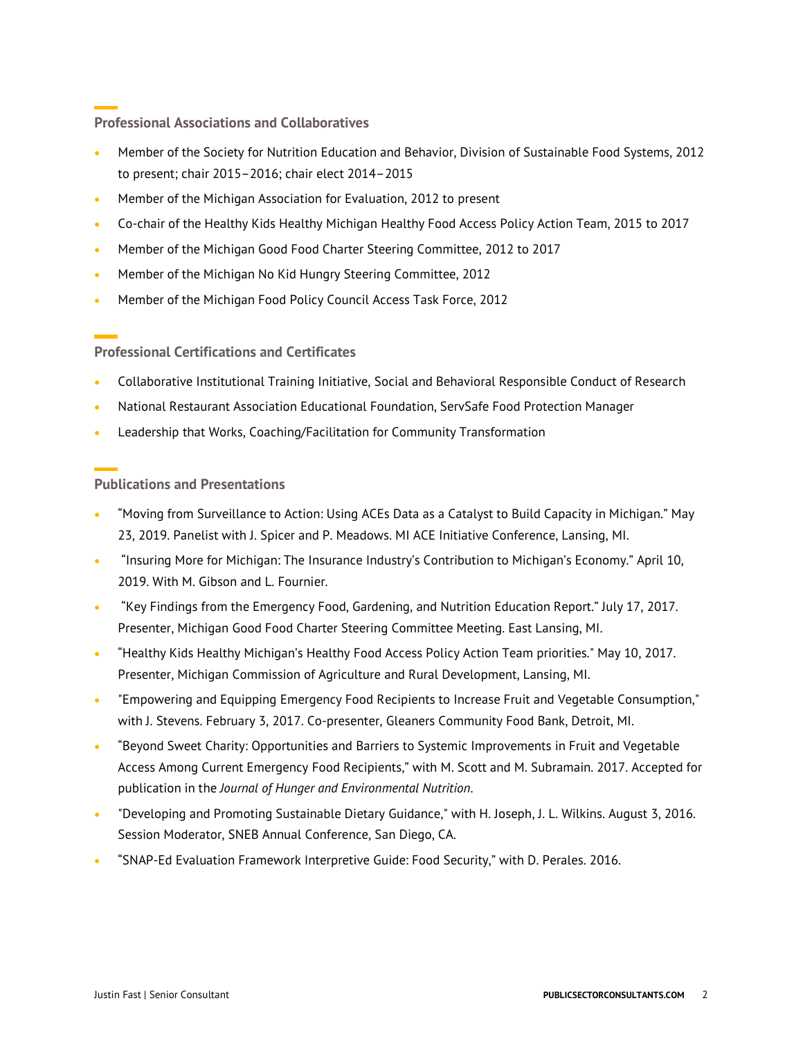## Professional Associations and Collaboratives

- Member of the Society for Nutrition Education and Behavior, Division of Sustainable Food Systems, 2012 to present; chair 2015–2016; chair elect 2014–2015
- Member of the Michigan Association for Evaluation, 2012 to present
- Co-chair of the Healthy Kids Healthy Michigan Healthy Food Access Policy Action Team, 2015 to 2017
- Member of the Michigan Good Food Charter Steering Committee, 2012 to 2017
- Member of the Michigan No Kid Hungry Steering Committee, 2012
- Member of the Michigan Food Policy Council Access Task Force, 2012

## Professional Certifications and Certificates

- Collaborative Institutional Training Initiative, Social and Behavioral Responsible Conduct of Research
- National Restaurant Association Educational Foundation, ServSafe Food Protection Manager
- Leadership that Works, Coaching/Facilitation for Community Transformation

## Publications and Presentations

- "Moving from Surveillance to Action: Using ACEs Data as a Catalyst to Build Capacity in Michigan." May 23, 2019. Panelist with J. Spicer and P. Meadows. MI ACE Initiative Conference, Lansing, MI.
- "Insuring More for Michigan: The Insurance Industry's Contribution to Michigan's Economy." April 10, 2019. With M. Gibson and L. Fournier.
- "Key Findings from the Emergency Food, Gardening, and Nutrition Education Report." July 17, 2017. Presenter, Michigan Good Food Charter Steering Committee Meeting. East Lansing, MI.
- "Healthy Kids Healthy Michigan's Healthy Food Access Policy Action Team priorities." May 10, 2017. Presenter, Michigan Commission of Agriculture and Rural Development, Lansing, MI.
- "Empowering and Equipping Emergency Food Recipients to Increase Fruit and Vegetable Consumption," with J. Stevens. February 3, 2017. Co-presenter, Gleaners Community Food Bank, Detroit, MI.
- "Beyond Sweet Charity: Opportunities and Barriers to Systemic Improvements in Fruit and Vegetable Access Among Current Emergency Food Recipients," with M. Scott and M. Subramain. 2017. Accepted for publication in the *Journal of Hunger and Environmental Nutrition*.
- "Developing and Promoting Sustainable Dietary Guidance," with H. Joseph, J. L. Wilkins. August 3, 2016. Session Moderator, SNEB Annual Conference, San Diego, CA.
- "SNAP-Ed Evaluation Framework Interpretive Guide: Food Security," with D. Perales. 2016.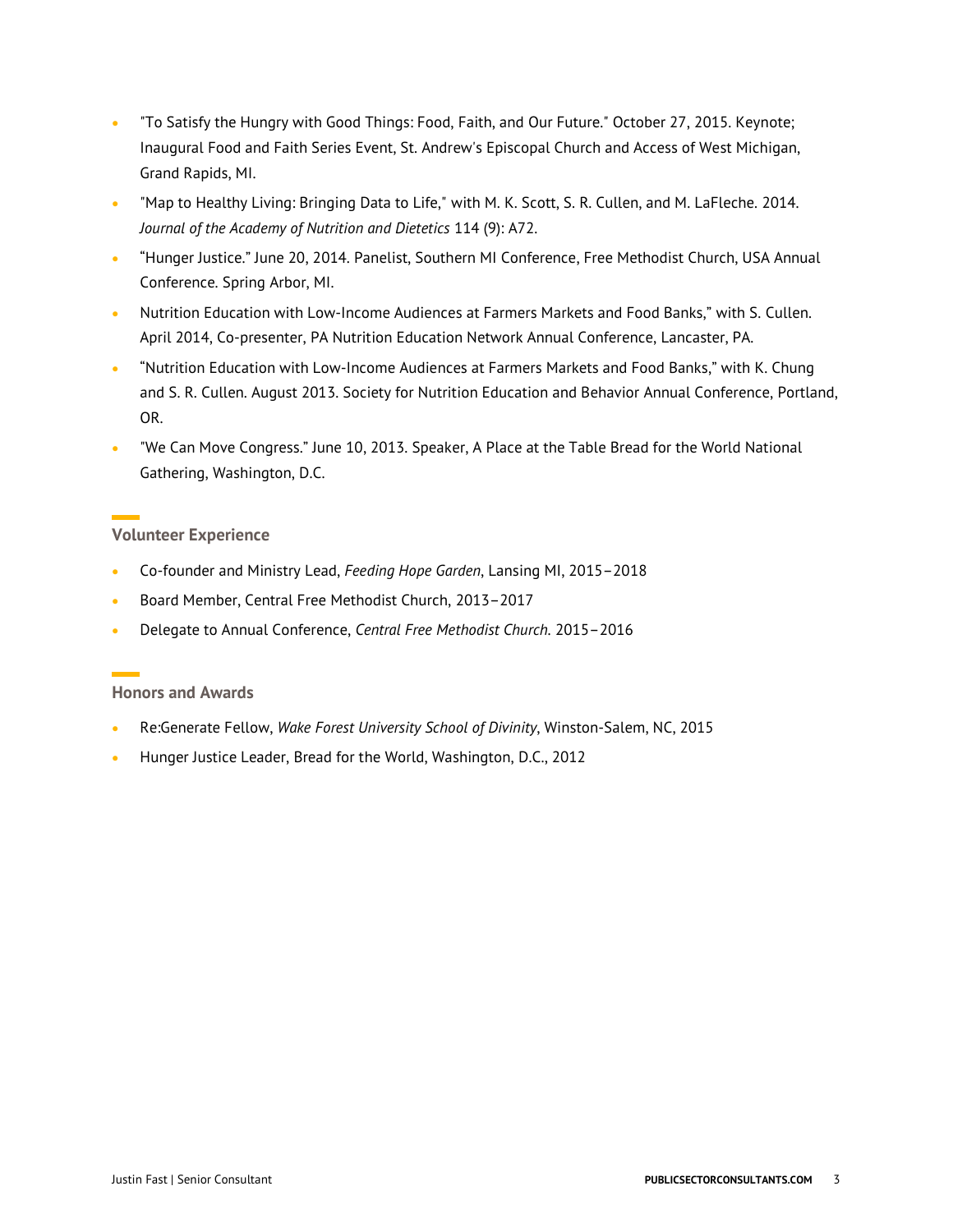- "To Satisfy the Hungry with Good Things: Food, Faith, and Our Future." October 27, 2015. Keynote; Inaugural Food and Faith Series Event, St. Andrew's Episcopal Church and Access of West Michigan, Grand Rapids, MI.
- "Map to Healthy Living: Bringing Data to Life," with M. K. Scott, S. R. Cullen, and M. LaFleche. 2014. *Journal of the Academy of Nutrition and Dietetics* 114 (9): A72.
- "Hunger Justice." June 20, 2014. Panelist, Southern MI Conference, Free Methodist Church, USA Annual Conference. Spring Arbor, MI.
- Nutrition Education with Low-Income Audiences at Farmers Markets and Food Banks," with S. Cullen. April 2014, Co-presenter, PA Nutrition Education Network Annual Conference, Lancaster, PA.
- "Nutrition Education with Low-Income Audiences at Farmers Markets and Food Banks," with K. Chung and S. R. Cullen. August 2013. Society for Nutrition Education and Behavior Annual Conference, Portland, OR.
- "We Can Move Congress." June 10, 2013. Speaker, A Place at the Table Bread for the World National Gathering, Washington, D.C.

## Volunteer Experience

- Co-founder and Ministry Lead, *Feeding Hope Garden*, Lansing MI, 2015–2018
- Board Member, Central Free Methodist Church, 2013–2017
- Delegate to Annual Conference, *Central Free Methodist Church.* 2015–2016

## Honors and Awards

- Re:Generate Fellow, *Wake Forest University School of Divinity*, Winston-Salem, NC, 2015
- Hunger Justice Leader, Bread for the World, Washington, D.C., 2012